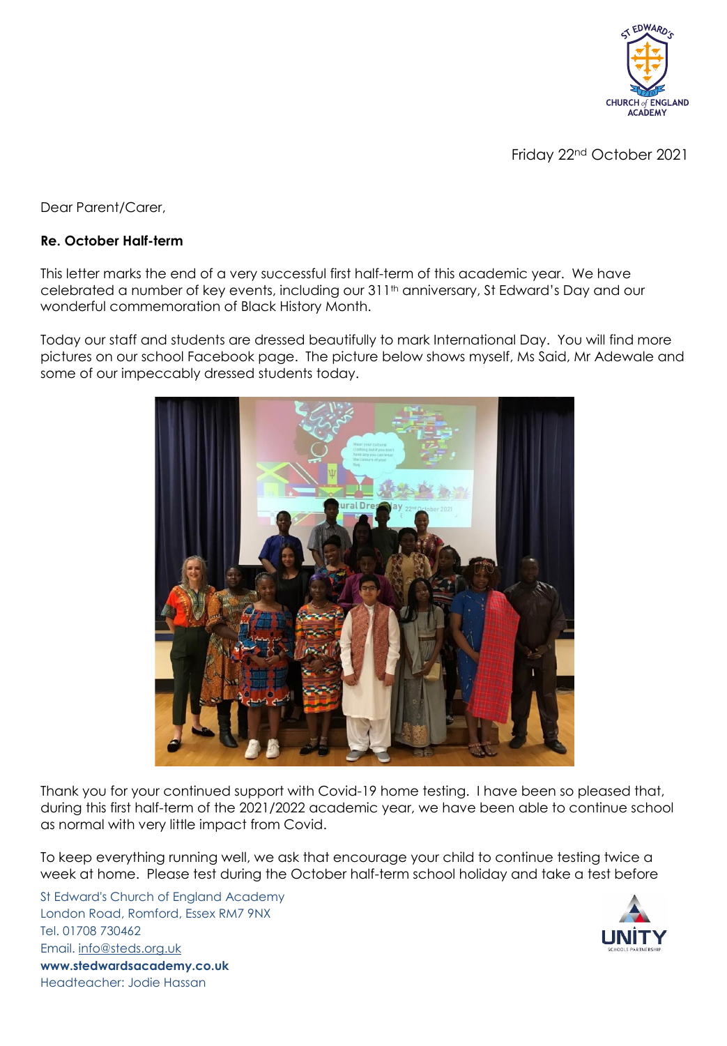Friday 22nd October 2021

Dear Parent/Carer,

**Re. October Half-term**

This letter marks the end of a very successful first half-term of this academic year. We have celebrated a number of key events, including our 311th anniversary, St Edward's Day and our wonderful commemoration of Black History Month.

Today our staff and students are dressed beautifully to mark International Day. You will find more pictures on our school Facebook page. The picture below shows myself, Ms Said, Mr Adewale and some of our impeccably dressed students today.

Thank you for your continued support with Covid-19 home testing. I have been so pleased that, during this first half-term of the 2021/2022 academic year, we have been able to continue school as normal with very little impact from Covid.

To keep everything running well, we ask that encourage your child to continue testing twice a week at home. Please test during the October half-term school holiday and take a test before

St Edward's Church of England Academy
London Road, Romford, Essex RM7 9NX
Tel. 01708 730462
Email. info@steds.org.uk
**www.stedwardsacademy.co.uk**
Headteacher: Jodie Hassan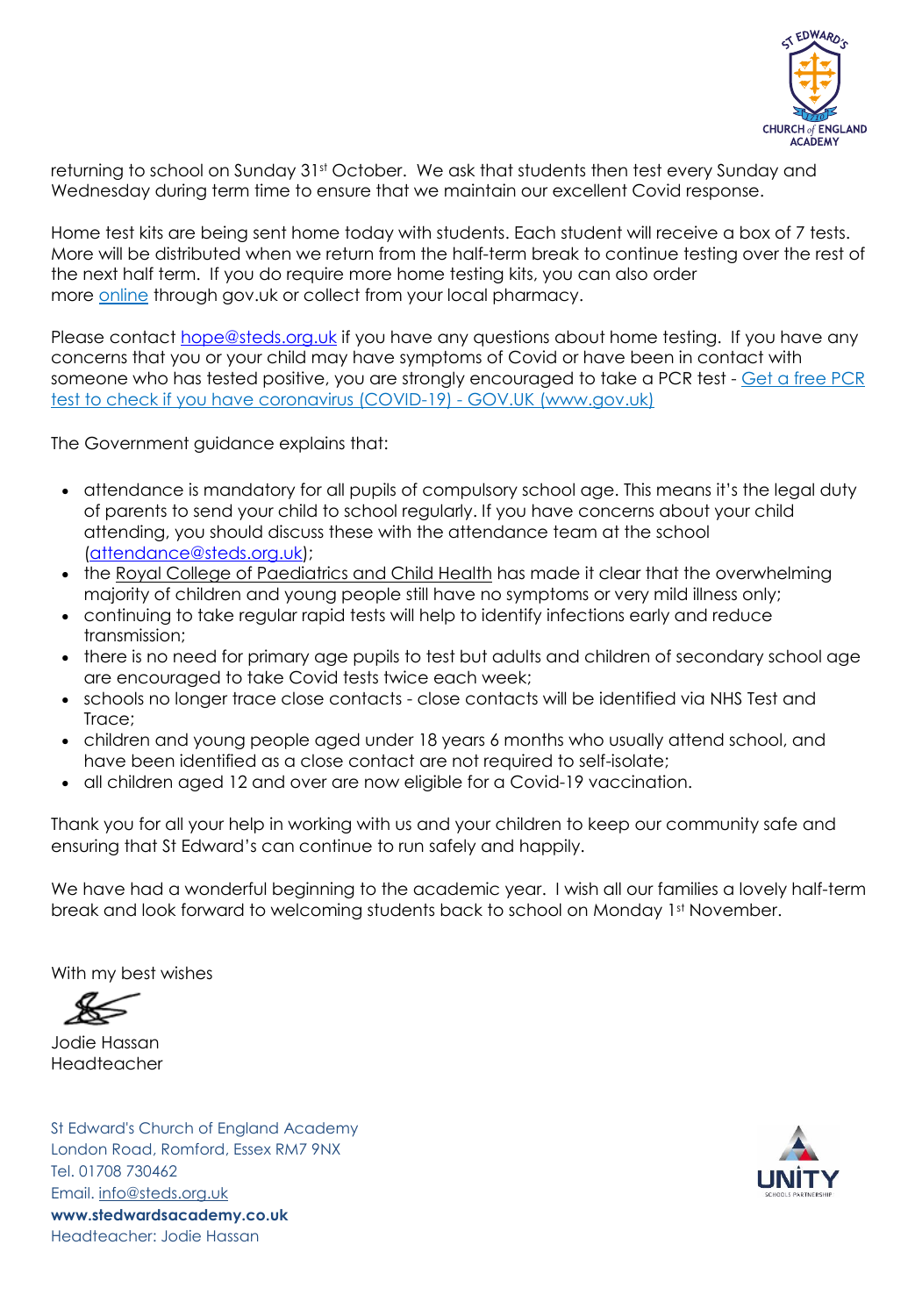returning to school on Sunday 31st October. We ask that students then test every Sunday and Wednesday during term time to ensure that we maintain our excellent Covid response.

Home test kits are being sent home today with students. Each student will receive a box of 7 tests. More will be distributed when we return from the half-term break to continue testing over the rest of the next half term. If you do require more home testing kits, you can also order more online through gov.uk or collect from your local pharmacy.

Please contact hope@steds.org.uk if you have any questions about home testing. If you have any concerns that you or your child may have symptoms of Covid or have been in contact with someone who has tested positive, you are strongly encouraged to take a PCR test - Get a free PCR test to check if you have coronavirus (COVID-19) - GOV.UK (www.gov.uk)

The Government guidance explains that:

- attendance is mandatory for all pupils of compulsory school age. This means it's the legal duty of parents to send your child to school regularly. If you have concerns about your child attending, you should discuss these with the attendance team at the school (attendance@steds.org.uk);
- the Royal College of Paediatrics and Child Health has made it clear that the overwhelming majority of children and young people still have no symptoms or very mild illness only;
- continuing to take regular rapid tests will help to identify infections early and reduce transmission;
- there is no need for primary age pupils to test but adults and children of secondary school age are encouraged to take Covid tests twice each week;
- schools no longer trace close contacts - close contacts will be identified via NHS Test and Trace;
- children and young people aged under 18 years 6 months who usually attend school, and have been identified as a close contact are not required to self-isolate;
- all children aged 12 and over are now eligible for a Covid-19 vaccination.

Thank you for all your help in working with us and your children to keep our community safe and ensuring that St Edward's can continue to run safely and happily.

We have had a wonderful beginning to the academic year. I wish all our families a lovely half-term break and look forward to welcoming students back to school on Monday 1st November.

With my best wishes

Jodie Hassan
Headteacher

St Edward's Church of England Academy
London Road, Romford, Essex RM7 9NX
Tel. 01708 730462
Email. info@steds.org.uk
**www.stedwardsacademy.co.uk**
Headteacher: Jodie Hassan